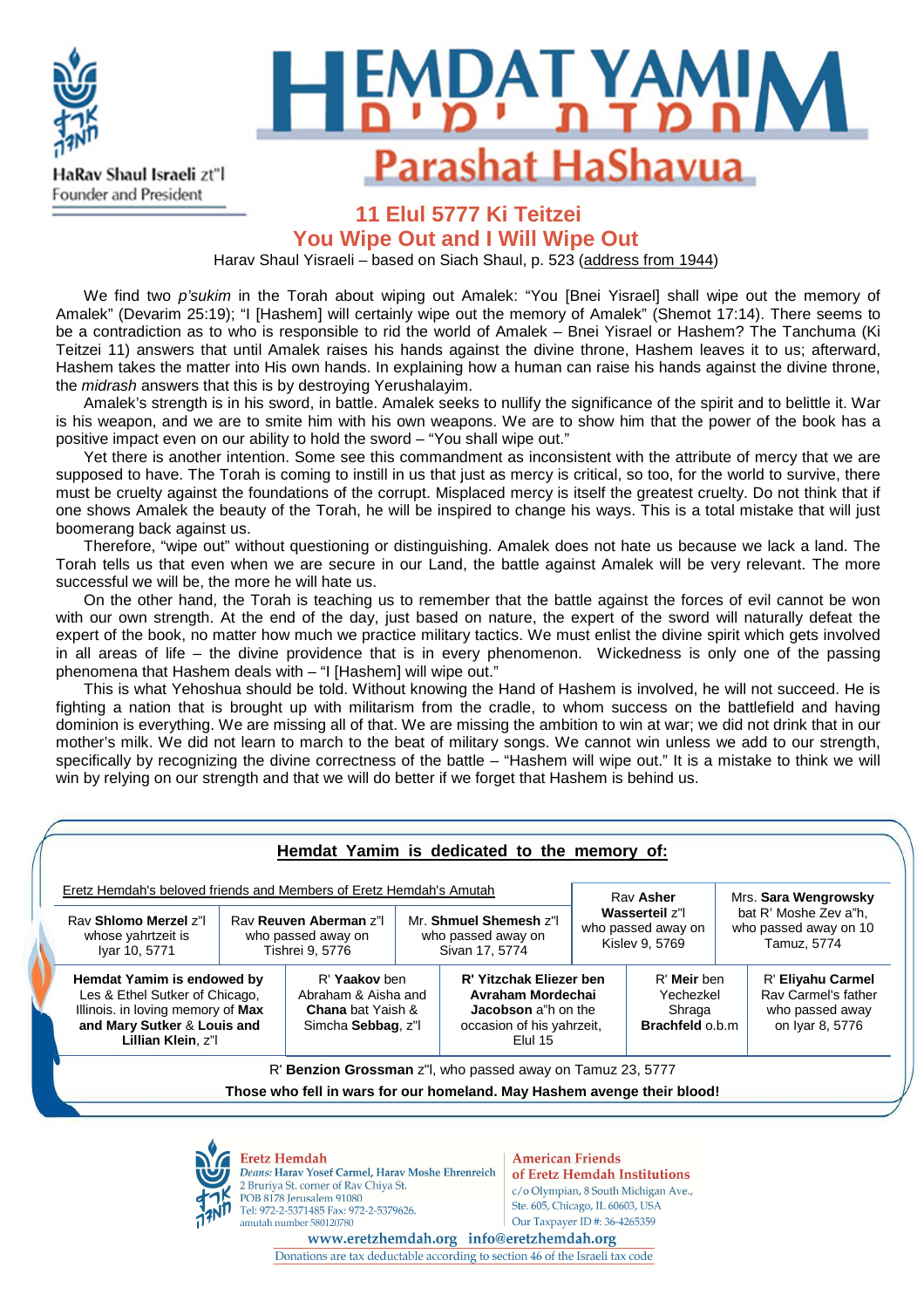HaRav Shaul Israeli zt"l
Founder and President

# HEMDAT YAMIM
# חמדת ימים
## Parashat HaShavua

### 11 Elul 5777 Ki Teitzei
### You Wipe Out and I Will Wipe Out

Harav Shaul Yisraeli – based on Siach Shaul, p. 523 (address from 1944)

We find two *p'sukim* in the Torah about wiping out Amalek: "You [Bnei Yisrael] shall wipe out the memory of Amalek" (Devarim 25:19); "I [Hashem] will certainly wipe out the memory of Amalek" (Shemot 17:14). There seems to be a contradiction as to who is responsible to rid the world of Amalek – Bnei Yisrael or Hashem? The Tanchuma (Ki Teitzei 11) answers that until Amalek raises his hands against the divine throne, Hashem leaves it to us; afterward, Hashem takes the matter into His own hands. In explaining how a human can raise his hands against the divine throne, the *midrash* answers that this is by destroying Yerushalayim.

Amalek's strength is in his sword, in battle. Amalek seeks to nullify the significance of the spirit and to belittle it. War is his weapon, and we are to smite him with his own weapons. We are to show him that the power of the book has a positive impact even on our ability to hold the sword – "You shall wipe out."

Yet there is another intention. Some see this commandment as inconsistent with the attribute of mercy that we are supposed to have. The Torah is coming to instill in us that just as mercy is critical, so too, for the world to survive, there must be cruelty against the foundations of the corrupt. Misplaced mercy is itself the greatest cruelty. Do not think that if one shows Amalek the beauty of the Torah, he will be inspired to change his ways. This is a total mistake that will just boomerang back against us.

Therefore, "wipe out" without questioning or distinguishing. Amalek does not hate us because we lack a land. The Torah tells us that even when we are secure in our Land, the battle against Amalek will be very relevant. The more successful we will be, the more he will hate us.

On the other hand, the Torah is teaching us to remember that the battle against the forces of evil cannot be won with our own strength. At the end of the day, just based on nature, the expert of the sword will naturally defeat the expert of the book, no matter how much we practice military tactics. We must enlist the divine spirit which gets involved in all areas of life – the divine providence that is in every phenomenon. Wickedness is only one of the passing phenomena that Hashem deals with – "I [Hashem] will wipe out."

This is what Yehoshua should be told. Without knowing the Hand of Hashem is involved, he will not succeed. He is fighting a nation that is brought up with militarism from the cradle, to whom success on the battlefield and having dominion is everything. We are missing all of that. We are missing the ambition to win at war; we did not drink that in our mother's milk. We did not learn to march to the beat of military songs. We cannot win unless we add to our strength, specifically by recognizing the divine correctness of the battle – "Hashem will wipe out." It is a mistake to think we will win by relying on our strength and that we will do better if we forget that Hashem is behind us.

---

**Hemdat Yamim is dedicated to the memory of:**

Eretz Hemdah's beloved friends and Members of Eretz Hemdah's Amutah

| | | | | |
|---|---|---|---|---|
| Rav **Shlomo Merzel** z"l whose yahrtzeit is Iyar 10, 5771 | Rav **Reuven Aberman** z"l who passed away on Tishrei 9, 5776 | Mr. **Shmuel Shemesh** z"l who passed away on Sivan 17, 5774 | Rav **Asher Wasserteil** z"l who passed away on Kislev 9, 5769 | Mrs. **Sara Wengrowsky** bat R' Moshe Zev a"h, who passed away on 10 Tamuz, 5774 |
| **Hemdat Yamim is endowed by** Les & Ethel Sutker of Chicago, Illinois. in loving memory of **Max and Mary Sutker** & **Louis and Lillian Klein**, z"l | R' **Yaakov** ben Abraham & Aisha and **Chana** bat Yaish & Simcha **Sebbag**, z"l | **R' Yitzchak Eliezer ben Avraham Mordechai Jacobson** a"h on the occasion of his yahrzeit, Elul 15 | R' **Meir** ben Yechezkel Shraga **Brachfeld** o.b.m | R' **Eliyahu Carmel** Rav Carmel's father who passed away on Iyar 8, 5776 |

R' **Benzion Grossman** z"l, who passed away on Tamuz 23, 5777

**Those who fell in wars for our homeland. May Hashem avenge their blood!**

---

**Eretz Hemdah**
*Deans:* Harav Yosef Carmel, Harav Moshe Ehrenreich
2 Bruriya St. corner of Rav Chiya St.
POB 8178 Jerusalem 91080
Tel: 972-2-5371485 Fax: 972-2-5379626.
amutah number 580120780

**American Friends of Eretz Hemdah Institutions**
c/o Olympian, 8 South Michigan Ave., Ste. 605, Chicago, IL 60603, USA
Our Taxpayer ID #: 36-4265359

www.eretzhemdah.org info@eretzhemdah.org

Donations are tax deductable according to section 46 of the Israeli tax code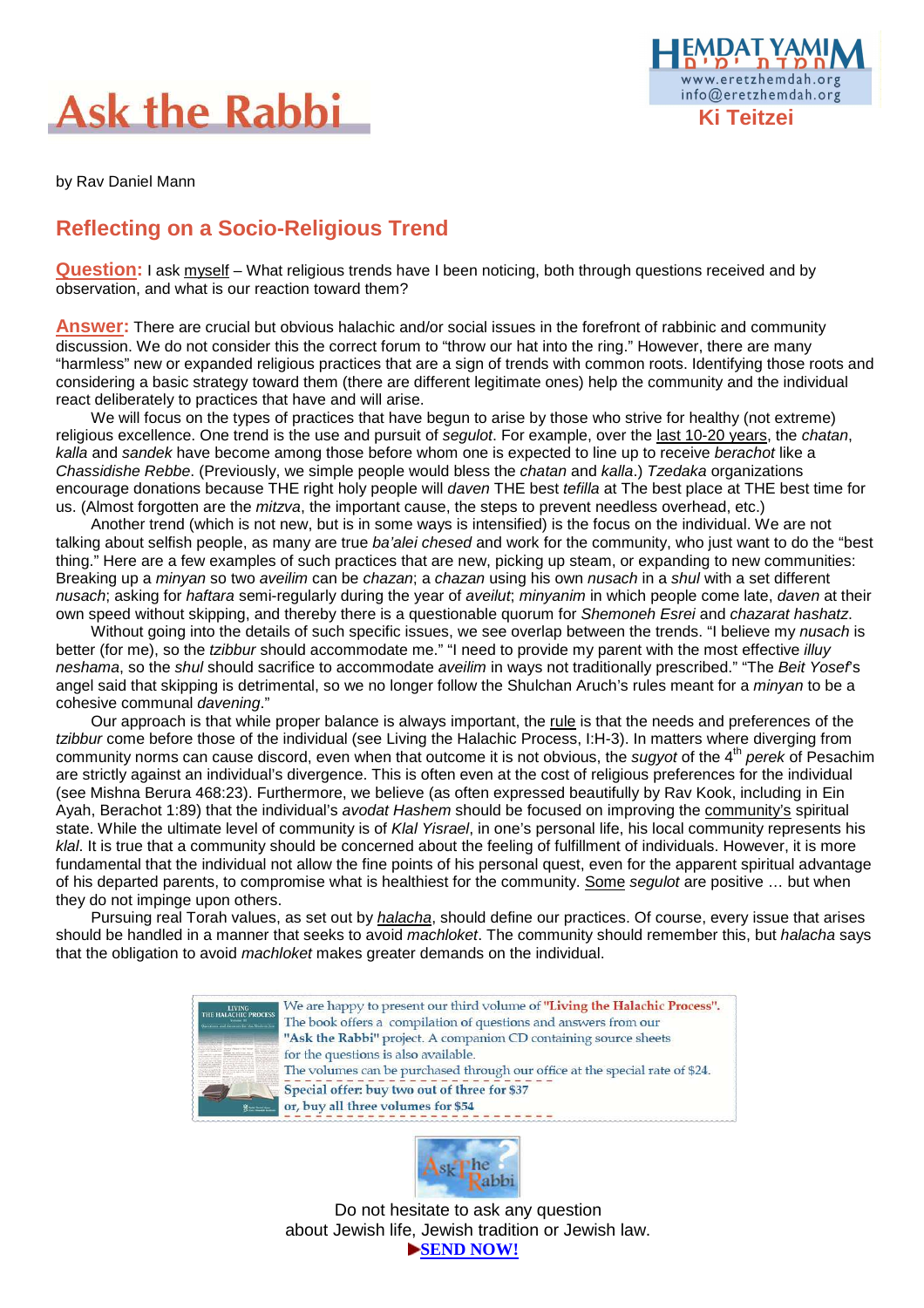# Ask the Rabbi

**Ki Teitzei**

by Rav Daniel Mann

## Reflecting on a Socio-Religious Trend

**Question:** I ask myself – What religious trends have I been noticing, both through questions received and by observation, and what is our reaction toward them?

**Answer:** There are crucial but obvious halachic and/or social issues in the forefront of rabbinic and community discussion. We do not consider this the correct forum to "throw our hat into the ring." However, there are many "harmless" new or expanded religious practices that are a sign of trends with common roots. Identifying those roots and considering a basic strategy toward them (there are different legitimate ones) help the community and the individual react deliberately to practices that have and will arise.

We will focus on the types of practices that have begun to arise by those who strive for healthy (not extreme) religious excellence. One trend is the use and pursuit of *segulot*. For example, over the last 10-20 years, the *chatan*, *kalla* and *sandek* have become among those before whom one is expected to line up to receive *berachot* like a *Chassidishe Rebbe*. (Previously, we simple people would bless the *chatan* and *kalla*.) *Tzedaka* organizations encourage donations because THE right holy people will *daven* THE best *tefilla* at The best place at THE best time for us. (Almost forgotten are the *mitzva*, the important cause, the steps to prevent needless overhead, etc.)

Another trend (which is not new, but is in some ways is intensified) is the focus on the individual. We are not talking about selfish people, as many are true *ba'alei chesed* and work for the community, who just want to do the "best thing." Here are a few examples of such practices that are new, picking up steam, or expanding to new communities: Breaking up a *minyan* so two *aveilim* can be *chazan*; a *chazan* using his own *nusach* in a *shul* with a set different *nusach*; asking for *haftara* semi-regularly during the year of *aveilut*; *minyanim* in which people come late, *daven* at their own speed without skipping, and thereby there is a questionable quorum for *Shemoneh Esrei* and *chazarat hashatz*.

Without going into the details of such specific issues, we see overlap between the trends. "I believe my *nusach* is better (for me), so the *tzibbur* should accommodate me." "I need to provide my parent with the most effective *illuy neshama*, so the *shul* should sacrifice to accommodate *aveilim* in ways not traditionally prescribed." "The *Beit Yosef*'s angel said that skipping is detrimental, so we no longer follow the Shulchan Aruch's rules meant for a *minyan* to be a cohesive communal *davening*."

Our approach is that while proper balance is always important, the rule is that the needs and preferences of the *tzibbur* come before those of the individual (see Living the Halachic Process, I:H-3). In matters where diverging from community norms can cause discord, even when that outcome it is not obvious, the *sugyot* of the 4th *perek* of Pesachim are strictly against an individual's divergence. This is often even at the cost of religious preferences for the individual (see Mishna Berura 468:23). Furthermore, we believe (as often expressed beautifully by Rav Kook, including in Ein Ayah, Berachot 1:89) that the individual's *avodat Hashem* should be focused on improving the community's spiritual state. While the ultimate level of community is of *Klal Yisrael*, in one's personal life, his local community represents his *klal*. It is true that a community should be concerned about the feeling of fulfillment of individuals. However, it is more fundamental that the individual not allow the fine points of his personal quest, even for the apparent spiritual advantage of his departed parents, to compromise what is healthiest for the community. Some *segulot* are positive … but when they do not impinge upon others.

Pursuing real Torah values, as set out by *halacha*, should define our practices. Of course, every issue that arises should be handled in a manner that seeks to avoid *machloket*. The community should remember this, but *halacha* says that the obligation to avoid *machloket* makes greater demands on the individual.

We are happy to present our third volume of "Living the Halachic Process". The book offers a compilation of questions and answers from our "Ask the Rabbi" project. A companion CD containing source sheets for the questions is also available.
The volumes can be purchased through our office at the special rate of $24.
Special offer: buy two out of three for $37
or, buy all three volumes for $54

Do not hesitate to ask any question about Jewish life, Jewish tradition or Jewish law.
**SEND NOW!**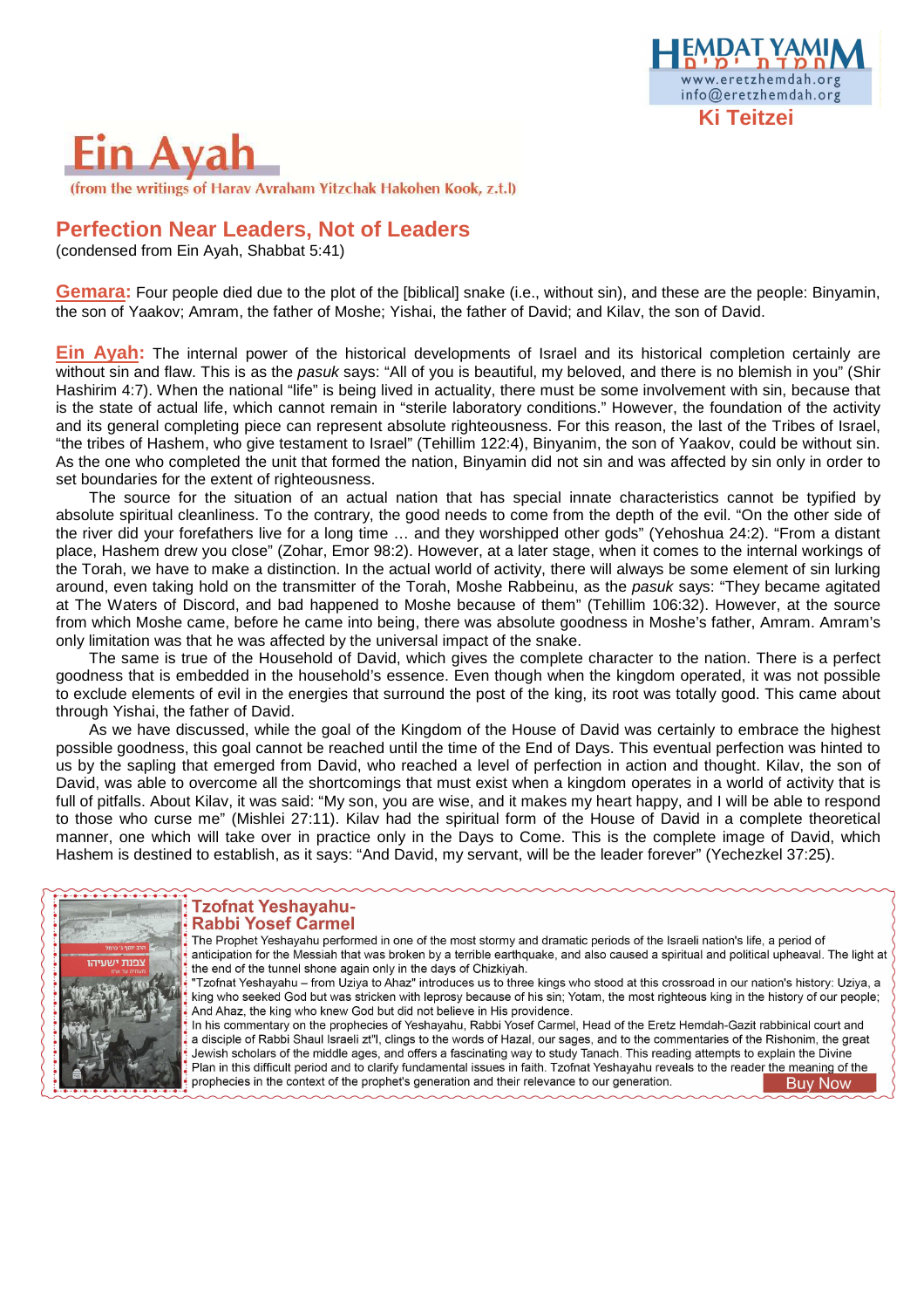# Ein Ayah

(from the writings of Harav Avraham Yitzchak Hakohen Kook, z.t.l)

## Perfection Near Leaders, Not of Leaders

(condensed from Ein Ayah, Shabbat 5:41)

**Gemara:** Four people died due to the plot of the [biblical] snake (i.e., without sin), and these are the people: Binyamin, the son of Yaakov; Amram, the father of Moshe; Yishai, the father of David; and Kilav, the son of David.

**Ein Ayah:** The internal power of the historical developments of Israel and its historical completion certainly are without sin and flaw. This is as the *pasuk* says: "All of you is beautiful, my beloved, and there is no blemish in you" (Shir Hashirim 4:7). When the national "life" is being lived in actuality, there must be some involvement with sin, because that is the state of actual life, which cannot remain in "sterile laboratory conditions." However, the foundation of the activity and its general completing piece can represent absolute righteousness. For this reason, the last of the Tribes of Israel, "the tribes of Hashem, who give testament to Israel" (Tehillim 122:4), Binyanim, the son of Yaakov, could be without sin. As the one who completed the unit that formed the nation, Binyamin did not sin and was affected by sin only in order to set boundaries for the extent of righteousness.

The source for the situation of an actual nation that has special innate characteristics cannot be typified by absolute spiritual cleanliness. To the contrary, the good needs to come from the depth of the evil. "On the other side of the river did your forefathers live for a long time … and they worshipped other gods" (Yehoshua 24:2). "From a distant place, Hashem drew you close" (Zohar, Emor 98:2). However, at a later stage, when it comes to the internal workings of the Torah, we have to make a distinction. In the actual world of activity, there will always be some element of sin lurking around, even taking hold on the transmitter of the Torah, Moshe Rabbeinu, as the *pasuk* says: "They became agitated at The Waters of Discord, and bad happened to Moshe because of them" (Tehillim 106:32). However, at the source from which Moshe came, before he came into being, there was absolute goodness in Moshe's father, Amram. Amram's only limitation was that he was affected by the universal impact of the snake.

The same is true of the Household of David, which gives the complete character to the nation. There is a perfect goodness that is embedded in the household's essence. Even though when the kingdom operated, it was not possible to exclude elements of evil in the energies that surround the post of the king, its root was totally good. This came about through Yishai, the father of David.

As we have discussed, while the goal of the Kingdom of the House of David was certainly to embrace the highest possible goodness, this goal cannot be reached until the time of the End of Days. This eventual perfection was hinted to us by the sapling that emerged from David, who reached a level of perfection in action and thought. Kilav, the son of David, was able to overcome all the shortcomings that must exist when a kingdom operates in a world of activity that is full of pitfalls. About Kilav, it was said: "My son, you are wise, and it makes my heart happy, and I will be able to respond to those who curse me" (Mishlei 27:11). Kilav had the spiritual form of the House of David in a complete theoretical manner, one which will take over in practice only in the Days to Come. This is the complete image of David, which Hashem is destined to establish, as it says: "And David, my servant, will be the leader forever" (Yechezkel 37:25).

---

### Tzofnat Yeshayahu- Rabbi Yosef Carmel

The Prophet Yeshayahu performed in one of the most stormy and dramatic periods of the Israeli nation's life, a period of anticipation for the Messiah that was broken by a terrible earthquake, and also caused a spiritual and political upheaval. The light at the end of the tunnel shone again only in the days of Chizkiyah.

"Tzofnat Yeshayahu – from Uziya to Ahaz" introduces us to three kings who stood at this crossroad in our nation's history: Uziya, a king who seeked God but was stricken with leprosy because of his sin; Yotam, the most righteous king in the history of our people; And Ahaz, the king who knew God but did not believe in His providence.

In his commentary on the prophecies of Yeshayahu, Rabbi Yosef Carmel, Head of the Eretz Hemdah-Gazit rabbinical court and a disciple of Rabbi Shaul Israeli zt"l, clings to the words of Hazal, our sages, and to the commentaries of the Rishonim, the great Jewish scholars of the middle ages, and offers a fascinating way to study Tanach. This reading attempts to explain the Divine Plan in this difficult period and to clarify fundamental issues in faith. Tzofnat Yeshayahu reveals to the reader the meaning of the prophecies in the context of the prophet's generation and their relevance to our generation.

Buy Now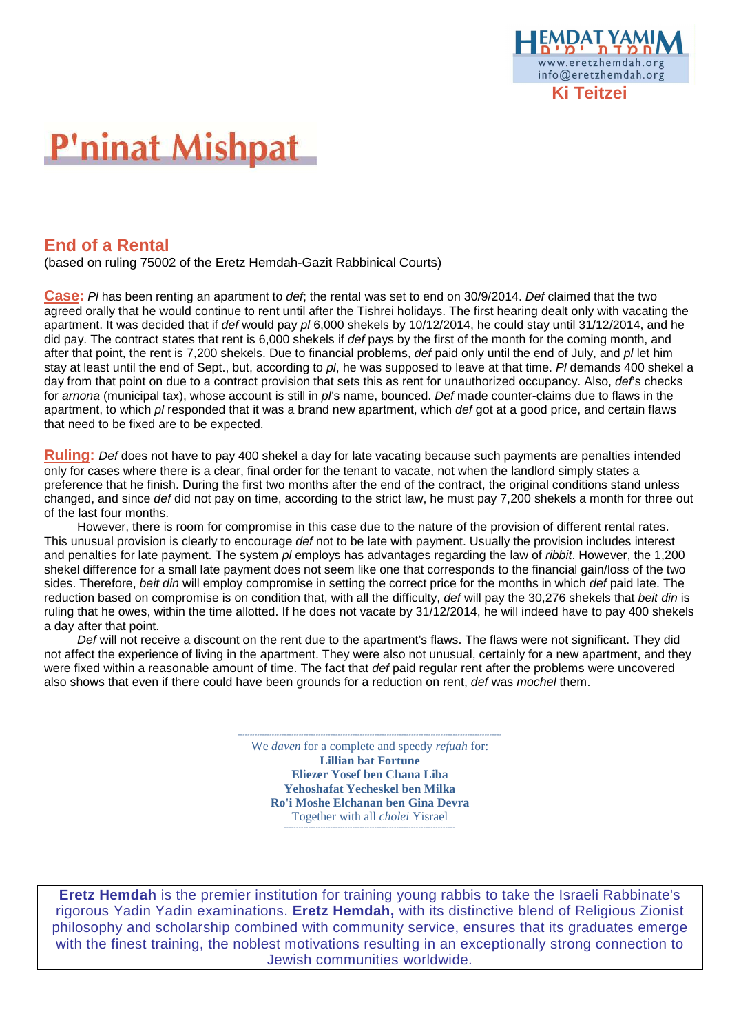Ki Teitzei

# P'ninat Mishpat

## End of a Rental

(based on ruling 75002 of the Eretz Hemdah-Gazit Rabbinical Courts)

**Case:** *Pl* has been renting an apartment to *def*; the rental was set to end on 30/9/2014. *Def* claimed that the two agreed orally that he would continue to rent until after the Tishrei holidays. The first hearing dealt only with vacating the apartment. It was decided that if *def* would pay *pl* 6,000 shekels by 10/12/2014, he could stay until 31/12/2014, and he did pay. The contract states that rent is 6,000 shekels if *def* pays by the first of the month for the coming month, and after that point, the rent is 7,200 shekels. Due to financial problems, *def* paid only until the end of July, and *pl* let him stay at least until the end of Sept., but, according to *pl*, he was supposed to leave at that time. *Pl* demands 400 shekel a day from that point on due to a contract provision that sets this as rent for unauthorized occupancy. Also, *def*'s checks for *arnona* (municipal tax), whose account is still in *pl*'s name, bounced. *Def* made counter-claims due to flaws in the apartment, to which *pl* responded that it was a brand new apartment, which *def* got at a good price, and certain flaws that need to be fixed are to be expected.

**Ruling:** *Def* does not have to pay 400 shekel a day for late vacating because such payments are penalties intended only for cases where there is a clear, final order for the tenant to vacate, not when the landlord simply states a preference that he finish. During the first two months after the end of the contract, the original conditions stand unless changed, and since *def* did not pay on time, according to the strict law, he must pay 7,200 shekels a month for three out of the last four months.

However, there is room for compromise in this case due to the nature of the provision of different rental rates. This unusual provision is clearly to encourage *def* not to be late with payment. Usually the provision includes interest and penalties for late payment. The system *pl* employs has advantages regarding the law of *ribbit*. However, the 1,200 shekel difference for a small late payment does not seem like one that corresponds to the financial gain/loss of the two sides. Therefore, *beit din* will employ compromise in setting the correct price for the months in which *def* paid late. The reduction based on compromise is on condition that, with all the difficulty, *def* will pay the 30,276 shekels that *beit din* is ruling that he owes, within the time allotted. If he does not vacate by 31/12/2014, he will indeed have to pay 400 shekels a day after that point.

*Def* will not receive a discount on the rent due to the apartment's flaws. The flaws were not significant. They did not affect the experience of living in the apartment. They were also not unusual, certainly for a new apartment, and they were fixed within a reasonable amount of time. The fact that *def* paid regular rent after the problems were uncovered also shows that even if there could have been grounds for a reduction on rent, *def* was *mochel* them.

We *daven* for a complete and speedy *refuah* for:
**Lillian bat Fortune**
**Eliezer Yosef ben Chana Liba**
**Yehoshafat Yecheskel ben Milka**
**Ro'i Moshe Elchanan ben Gina Devra**
Together with all *cholei* Yisrael

**Eretz Hemdah** is the premier institution for training young rabbis to take the Israeli Rabbinate's rigorous Yadin Yadin examinations. **Eretz Hemdah,** with its distinctive blend of Religious Zionist philosophy and scholarship combined with community service, ensures that its graduates emerge with the finest training, the noblest motivations resulting in an exceptionally strong connection to Jewish communities worldwide.